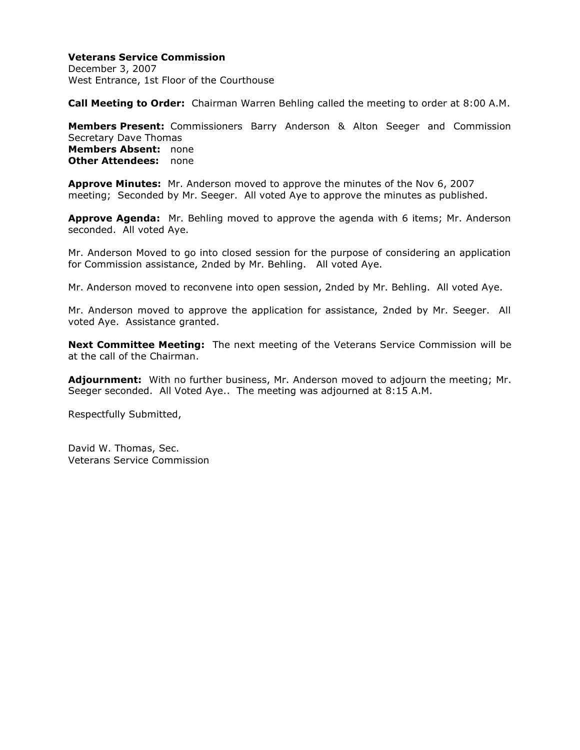**Veterans Service Commission**
December 3, 2007
West Entrance, 1st Floor of the Courthouse

**Call Meeting to Order:** Chairman Warren Behling called the meeting to order at 8:00 A.M.

**Members Present:** Commissioners Barry Anderson & Alton Seeger and Commission Secretary Dave Thomas
**Members Absent:** none
**Other Attendees:** none

**Approve Minutes:** Mr. Anderson moved to approve the minutes of the Nov 6, 2007 meeting; Seconded by Mr. Seeger. All voted Aye to approve the minutes as published.

**Approve Agenda:** Mr. Behling moved to approve the agenda with 6 items; Mr. Anderson seconded. All voted Aye.

Mr. Anderson Moved to go into closed session for the purpose of considering an application for Commission assistance, 2nded by Mr. Behling. All voted Aye.

Mr. Anderson moved to reconvene into open session, 2nded by Mr. Behling. All voted Aye.

Mr. Anderson moved to approve the application for assistance, 2nded by Mr. Seeger. All voted Aye. Assistance granted.

**Next Committee Meeting:** The next meeting of the Veterans Service Commission will be at the call of the Chairman.

**Adjournment:** With no further business, Mr. Anderson moved to adjourn the meeting; Mr. Seeger seconded. All Voted Aye.. The meeting was adjourned at 8:15 A.M.

Respectfully Submitted,

David W. Thomas, Sec.
Veterans Service Commission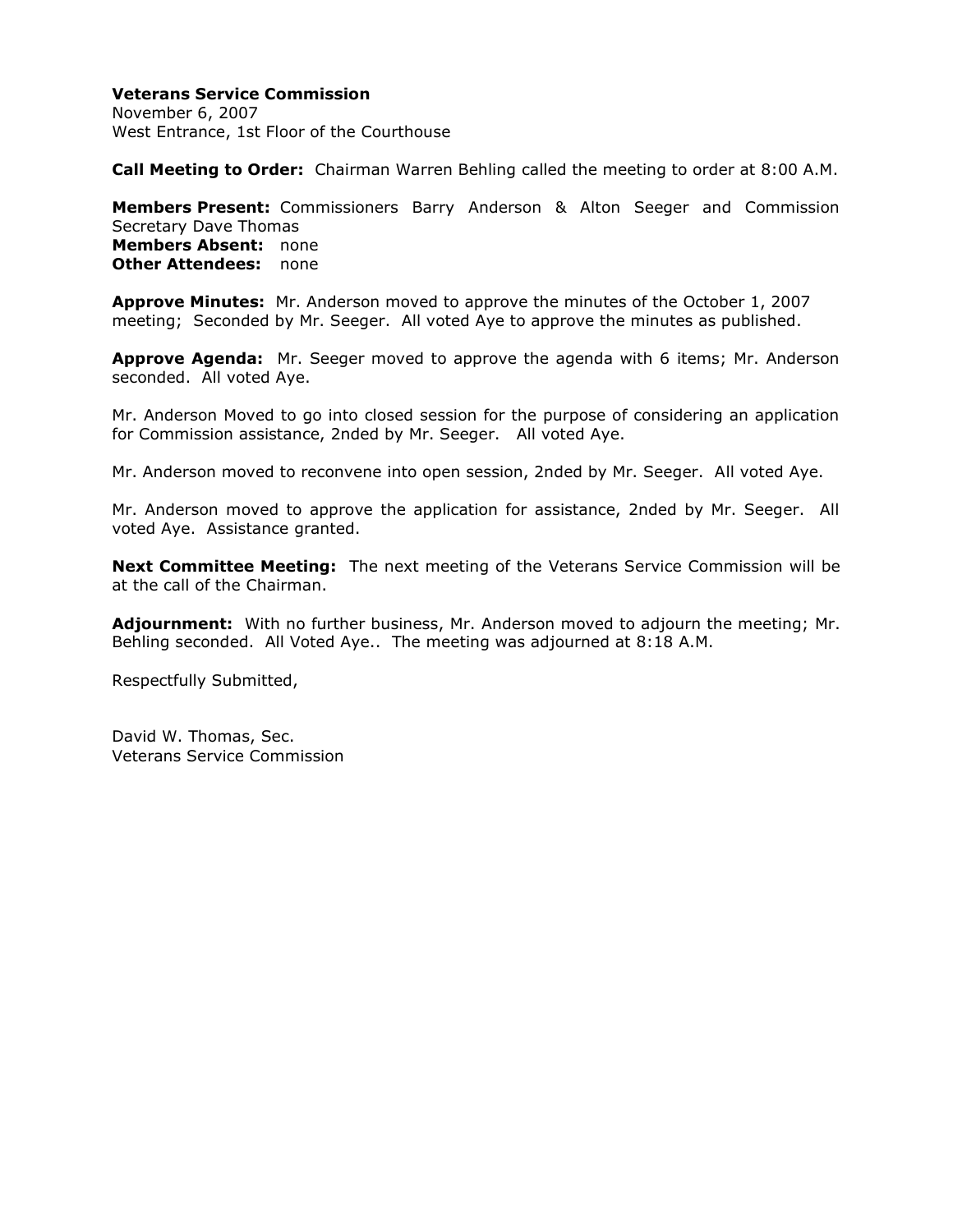**Veterans Service Commission**
November 6, 2007
West Entrance, 1st Floor of the Courthouse

**Call Meeting to Order:** Chairman Warren Behling called the meeting to order at 8:00 A.M.

**Members Present:** Commissioners Barry Anderson & Alton Seeger and Commission Secretary Dave Thomas
**Members Absent:** none
**Other Attendees:** none

**Approve Minutes:** Mr. Anderson moved to approve the minutes of the October 1, 2007 meeting; Seconded by Mr. Seeger. All voted Aye to approve the minutes as published.

**Approve Agenda:** Mr. Seeger moved to approve the agenda with 6 items; Mr. Anderson seconded. All voted Aye.

Mr. Anderson Moved to go into closed session for the purpose of considering an application for Commission assistance, 2nded by Mr. Seeger. All voted Aye.

Mr. Anderson moved to reconvene into open session, 2nded by Mr. Seeger. All voted Aye.

Mr. Anderson moved to approve the application for assistance, 2nded by Mr. Seeger. All voted Aye. Assistance granted.

**Next Committee Meeting:** The next meeting of the Veterans Service Commission will be at the call of the Chairman.

**Adjournment:** With no further business, Mr. Anderson moved to adjourn the meeting; Mr. Behling seconded. All Voted Aye.. The meeting was adjourned at 8:18 A.M.

Respectfully Submitted,

David W. Thomas, Sec.
Veterans Service Commission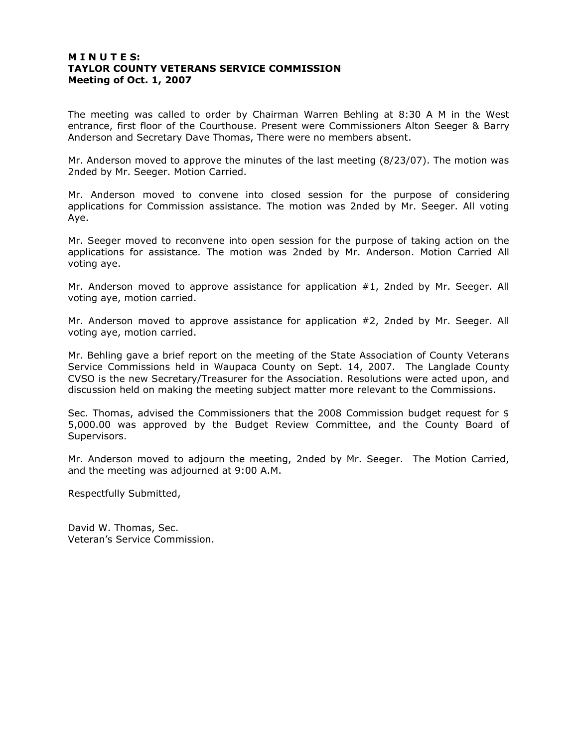**M I N U T E S:**
**TAYLOR COUNTY VETERANS SERVICE COMMISSION**
**Meeting of Oct. 1, 2007**

The meeting was called to order by Chairman Warren Behling at 8:30 A M in the West entrance, first floor of the Courthouse. Present were Commissioners Alton Seeger & Barry Anderson and Secretary Dave Thomas, There were no members absent.

Mr. Anderson moved to approve the minutes of the last meeting (8/23/07). The motion was 2nded by Mr. Seeger. Motion Carried.

Mr. Anderson moved to convene into closed session for the purpose of considering applications for Commission assistance. The motion was 2nded by Mr. Seeger. All voting Aye.

Mr. Seeger moved to reconvene into open session for the purpose of taking action on the applications for assistance. The motion was 2nded by Mr. Anderson. Motion Carried All voting aye.

Mr. Anderson moved to approve assistance for application #1, 2nded by Mr. Seeger. All voting aye, motion carried.

Mr. Anderson moved to approve assistance for application #2, 2nded by Mr. Seeger. All voting aye, motion carried.

Mr. Behling gave a brief report on the meeting of the State Association of County Veterans Service Commissions held in Waupaca County on Sept. 14, 2007. The Langlade County CVSO is the new Secretary/Treasurer for the Association. Resolutions were acted upon, and discussion held on making the meeting subject matter more relevant to the Commissions.

Sec. Thomas, advised the Commissioners that the 2008 Commission budget request for $ 5,000.00 was approved by the Budget Review Committee, and the County Board of Supervisors.

Mr. Anderson moved to adjourn the meeting, 2nded by Mr. Seeger. The Motion Carried, and the meeting was adjourned at 9:00 A.M.

Respectfully Submitted,

David W. Thomas, Sec.
Veteran's Service Commission.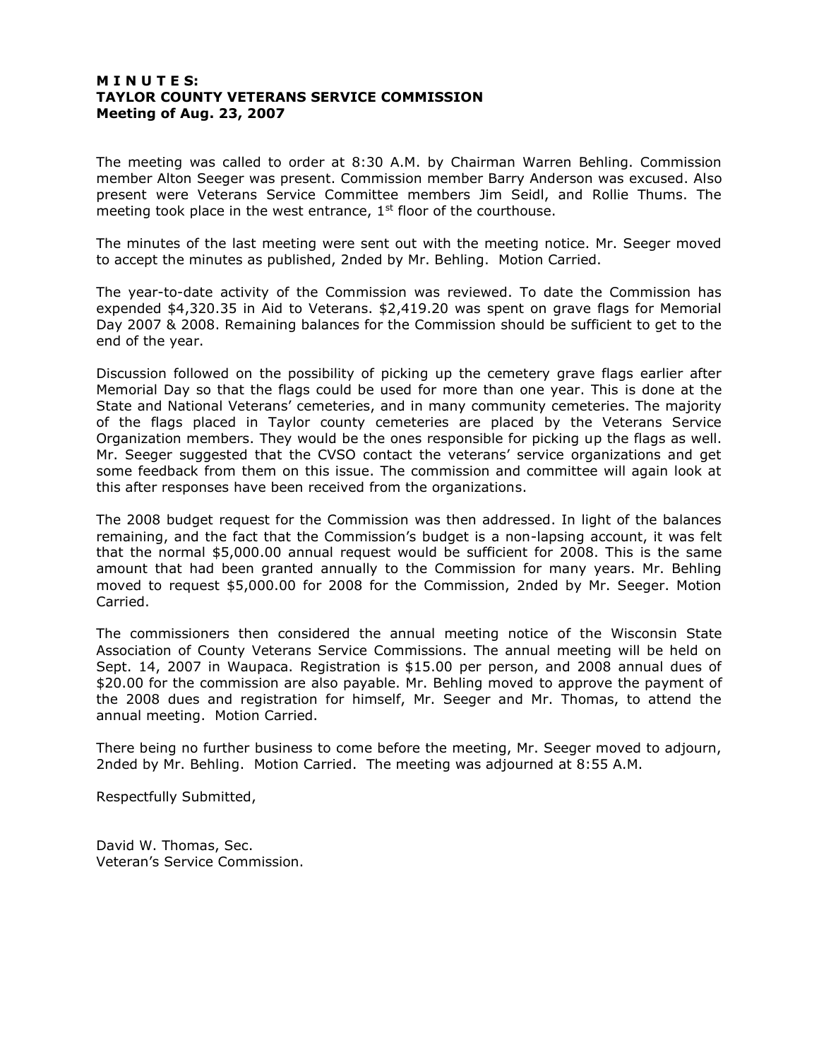**M I N U T E S:**
**TAYLOR COUNTY VETERANS SERVICE COMMISSION**
**Meeting of Aug. 23, 2007**

The meeting was called to order at 8:30 A.M. by Chairman Warren Behling. Commission member Alton Seeger was present. Commission member Barry Anderson was excused. Also present were Veterans Service Committee members Jim Seidl, and Rollie Thums. The meeting took place in the west entrance, 1st floor of the courthouse.

The minutes of the last meeting were sent out with the meeting notice. Mr. Seeger moved to accept the minutes as published, 2nded by Mr. Behling. Motion Carried.

The year-to-date activity of the Commission was reviewed. To date the Commission has expended $4,320.35 in Aid to Veterans. $2,419.20 was spent on grave flags for Memorial Day 2007 & 2008. Remaining balances for the Commission should be sufficient to get to the end of the year.

Discussion followed on the possibility of picking up the cemetery grave flags earlier after Memorial Day so that the flags could be used for more than one year. This is done at the State and National Veterans' cemeteries, and in many community cemeteries. The majority of the flags placed in Taylor county cemeteries are placed by the Veterans Service Organization members. They would be the ones responsible for picking up the flags as well. Mr. Seeger suggested that the CVSO contact the veterans' service organizations and get some feedback from them on this issue. The commission and committee will again look at this after responses have been received from the organizations.

The 2008 budget request for the Commission was then addressed. In light of the balances remaining, and the fact that the Commission's budget is a non-lapsing account, it was felt that the normal $5,000.00 annual request would be sufficient for 2008. This is the same amount that had been granted annually to the Commission for many years. Mr. Behling moved to request $5,000.00 for 2008 for the Commission, 2nded by Mr. Seeger. Motion Carried.

The commissioners then considered the annual meeting notice of the Wisconsin State Association of County Veterans Service Commissions. The annual meeting will be held on Sept. 14, 2007 in Waupaca. Registration is $15.00 per person, and 2008 annual dues of $20.00 for the commission are also payable. Mr. Behling moved to approve the payment of the 2008 dues and registration for himself, Mr. Seeger and Mr. Thomas, to attend the annual meeting. Motion Carried.

There being no further business to come before the meeting, Mr. Seeger moved to adjourn, 2nded by Mr. Behling. Motion Carried. The meeting was adjourned at 8:55 A.M.

Respectfully Submitted,

David W. Thomas, Sec.
Veteran's Service Commission.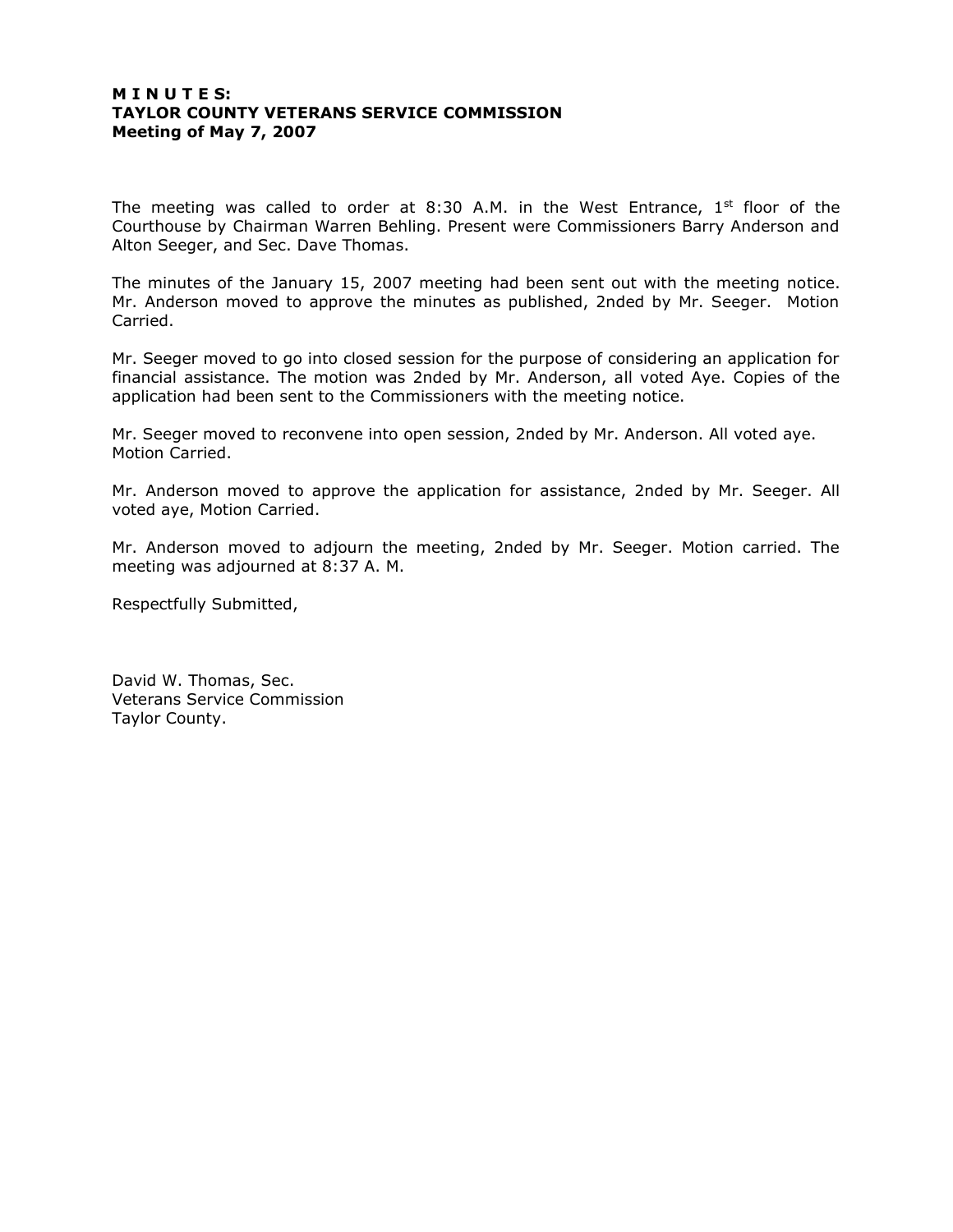**M I N U T E S:**
**TAYLOR COUNTY VETERANS SERVICE COMMISSION**
**Meeting of May 7, 2007**

The meeting was called to order at 8:30 A.M. in the West Entrance, 1st floor of the Courthouse by Chairman Warren Behling. Present were Commissioners Barry Anderson and Alton Seeger, and Sec. Dave Thomas.

The minutes of the January 15, 2007 meeting had been sent out with the meeting notice. Mr. Anderson moved to approve the minutes as published, 2nded by Mr. Seeger. Motion Carried.

Mr. Seeger moved to go into closed session for the purpose of considering an application for financial assistance. The motion was 2nded by Mr. Anderson, all voted Aye. Copies of the application had been sent to the Commissioners with the meeting notice.

Mr. Seeger moved to reconvene into open session, 2nded by Mr. Anderson. All voted aye. Motion Carried.

Mr. Anderson moved to approve the application for assistance, 2nded by Mr. Seeger. All voted aye, Motion Carried.

Mr. Anderson moved to adjourn the meeting, 2nded by Mr. Seeger. Motion carried. The meeting was adjourned at 8:37 A. M.

Respectfully Submitted,

David W. Thomas, Sec.
Veterans Service Commission
Taylor County.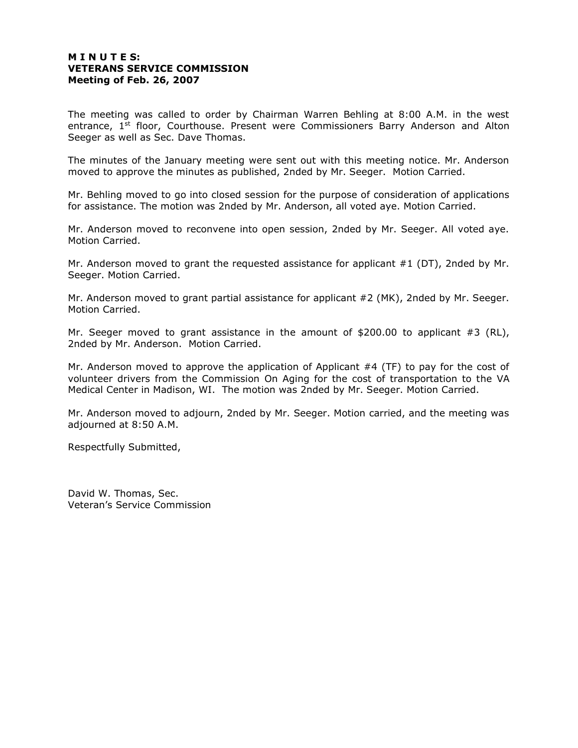**M I N U T E S:**
**VETERANS SERVICE COMMISSION**
**Meeting of Feb. 26, 2007**

The meeting was called to order by Chairman Warren Behling at 8:00 A.M. in the west entrance, 1st floor, Courthouse. Present were Commissioners Barry Anderson and Alton Seeger as well as Sec. Dave Thomas.

The minutes of the January meeting were sent out with this meeting notice. Mr. Anderson moved to approve the minutes as published, 2nded by Mr. Seeger. Motion Carried.

Mr. Behling moved to go into closed session for the purpose of consideration of applications for assistance. The motion was 2nded by Mr. Anderson, all voted aye. Motion Carried.

Mr. Anderson moved to reconvene into open session, 2nded by Mr. Seeger. All voted aye. Motion Carried.

Mr. Anderson moved to grant the requested assistance for applicant #1 (DT), 2nded by Mr. Seeger. Motion Carried.

Mr. Anderson moved to grant partial assistance for applicant #2 (MK), 2nded by Mr. Seeger. Motion Carried.

Mr. Seeger moved to grant assistance in the amount of $200.00 to applicant #3 (RL), 2nded by Mr. Anderson. Motion Carried.

Mr. Anderson moved to approve the application of Applicant #4 (TF) to pay for the cost of volunteer drivers from the Commission On Aging for the cost of transportation to the VA Medical Center in Madison, WI. The motion was 2nded by Mr. Seeger. Motion Carried.

Mr. Anderson moved to adjourn, 2nded by Mr. Seeger. Motion carried, and the meeting was adjourned at 8:50 A.M.

Respectfully Submitted,

David W. Thomas, Sec.
Veteran's Service Commission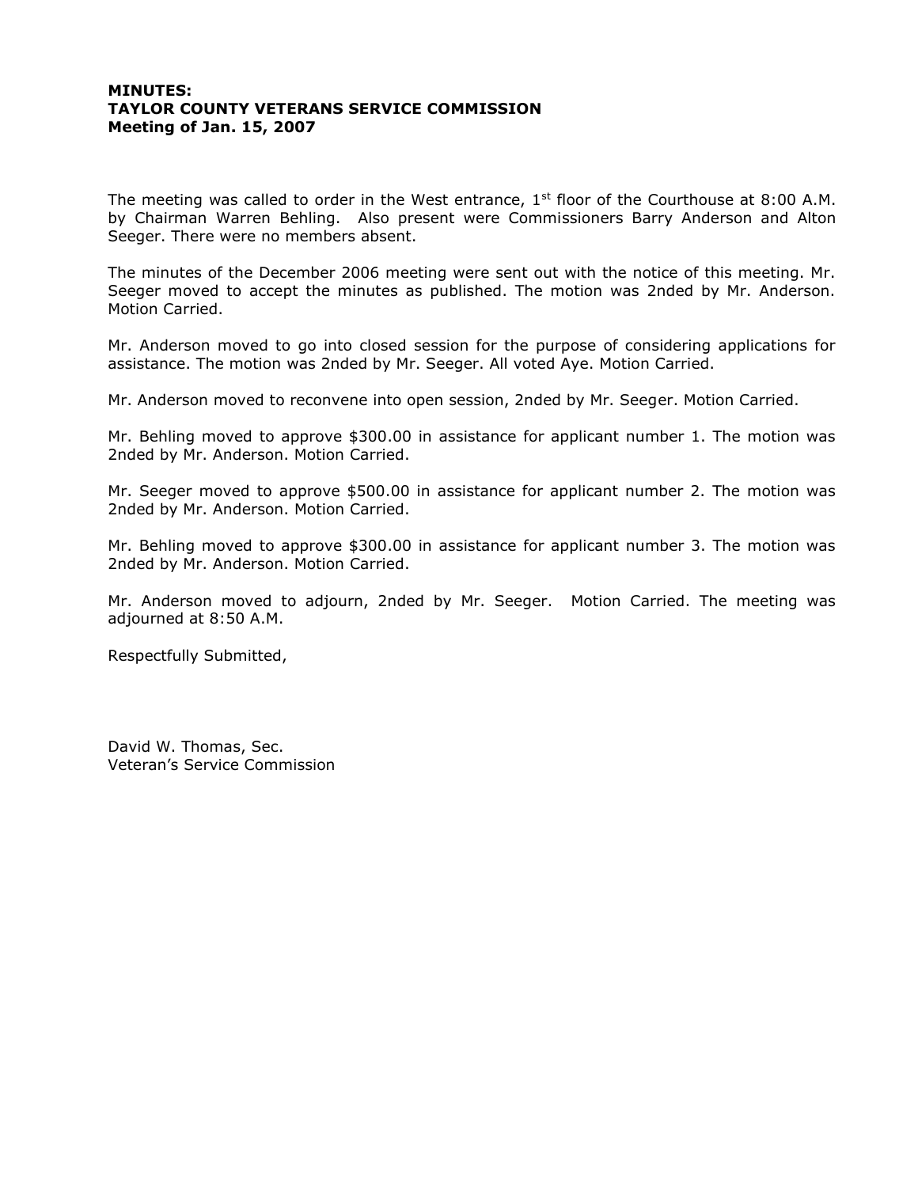**MINUTES:**
**TAYLOR COUNTY VETERANS SERVICE COMMISSION**
**Meeting of Jan. 15, 2007**

The meeting was called to order in the West entrance, 1st floor of the Courthouse at 8:00 A.M. by Chairman Warren Behling. Also present were Commissioners Barry Anderson and Alton Seeger. There were no members absent.

The minutes of the December 2006 meeting were sent out with the notice of this meeting. Mr. Seeger moved to accept the minutes as published. The motion was 2nded by Mr. Anderson. Motion Carried.

Mr. Anderson moved to go into closed session for the purpose of considering applications for assistance. The motion was 2nded by Mr. Seeger. All voted Aye. Motion Carried.

Mr. Anderson moved to reconvene into open session, 2nded by Mr. Seeger. Motion Carried.

Mr. Behling moved to approve $300.00 in assistance for applicant number 1. The motion was 2nded by Mr. Anderson. Motion Carried.

Mr. Seeger moved to approve $500.00 in assistance for applicant number 2. The motion was 2nded by Mr. Anderson. Motion Carried.

Mr. Behling moved to approve $300.00 in assistance for applicant number 3. The motion was 2nded by Mr. Anderson. Motion Carried.

Mr. Anderson moved to adjourn, 2nded by Mr. Seeger. Motion Carried. The meeting was adjourned at 8:50 A.M.

Respectfully Submitted,

David W. Thomas, Sec.
Veteran's Service Commission